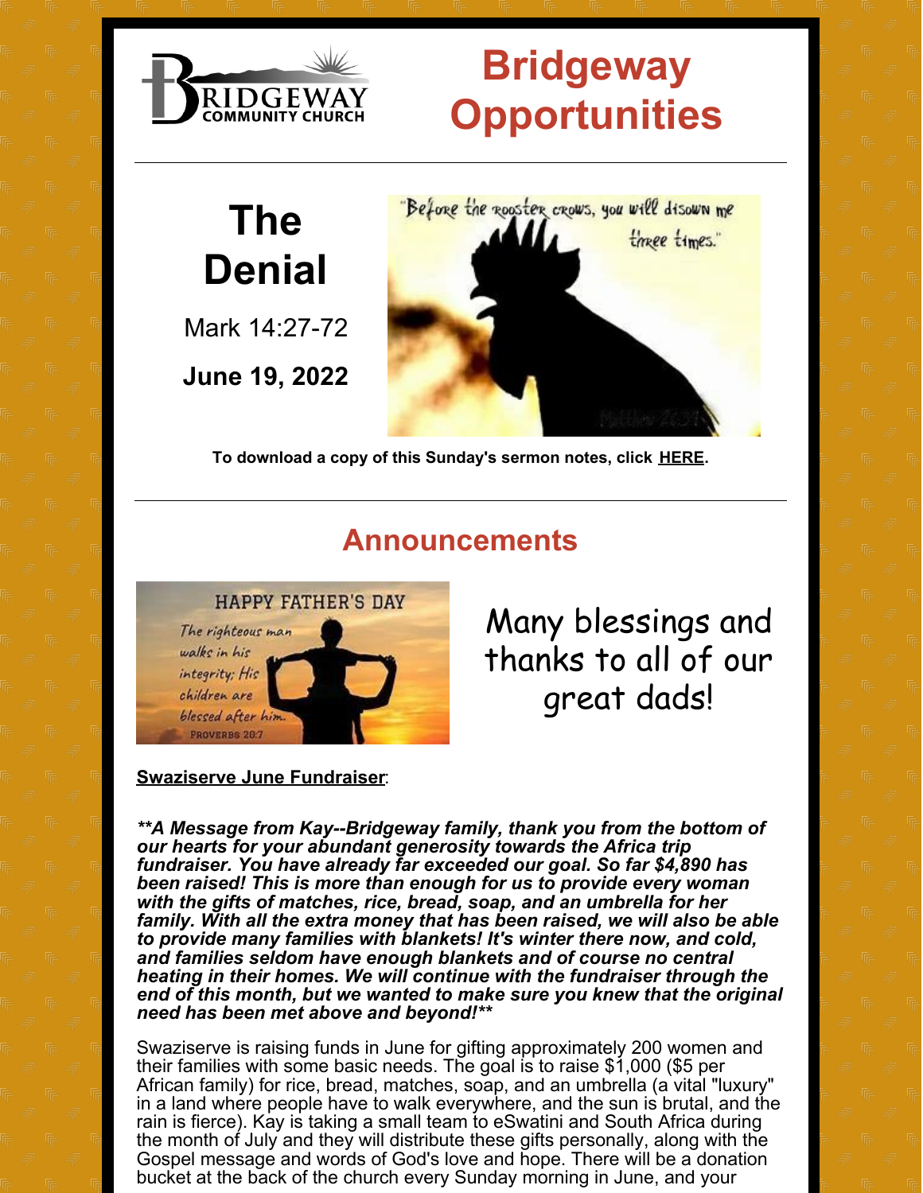# Bridgeway Opportunities

## The Denial

Mark 14:27-72

**June 19, 2022**

**To download a copy of this Sunday's sermon notes, click HERE.**

## Announcements

Many blessings and thanks to all of our great dads!

**Swaziserve June Fundraiser**:

***A Message from Kay--Bridgeway family, thank you from the bottom of our hearts for your abundant generosity towards the Africa trip fundraiser. You have already far exceeded our goal. So far $4,890 has been raised! This is more than enough for us to provide every woman with the gifts of matches, rice, bread, soap, and an umbrella for her family. With all the extra money that has been raised, we will also be able to provide many families with blankets! It's winter there now, and cold, and families seldom have enough blankets and of course no central heating in their homes. We will continue with the fundraiser through the end of this month, but we wanted to make sure you knew that the original need has been met above and beyond!***

Swaziserve is raising funds in June for gifting approximately 200 women and their families with some basic needs. The goal is to raise $1,000 ($5 per African family) for rice, bread, matches, soap, and an umbrella (a vital "luxury" in a land where people have to walk everywhere, and the sun is brutal, and the rain is fierce). Kay is taking a small team to eSwatini and South Africa during the month of July and they will distribute these gifts personally, along with the Gospel message and words of God's love and hope. There will be a donation bucket at the back of the church every Sunday morning in June, and your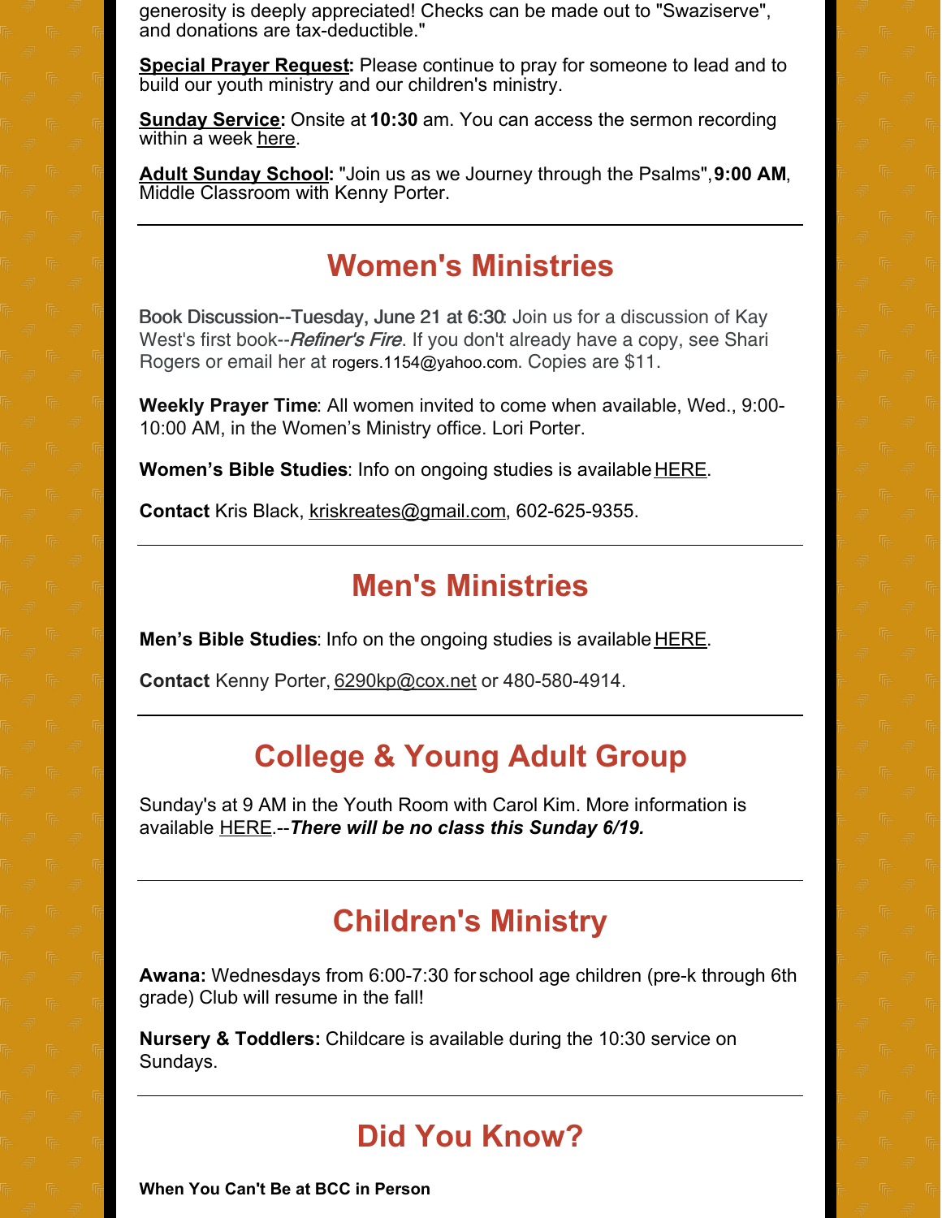generosity is deeply appreciated! Checks can be made out to "Swaziserve", and donations are tax-deductible."

**Special Prayer Request:** Please continue to pray for someone to lead and to build our youth ministry and our children's ministry.

**Sunday Service:** Onsite at **10:30** am. You can access the sermon recording within a week here.

**Adult Sunday School:** "Join us as we Journey through the Psalms", **9:00 AM**, Middle Classroom with Kenny Porter.

---

## Women's Ministries

Book Discussion--Tuesday, June 21 at 6:30: Join us for a discussion of Kay West's first book--*Refiner's Fire*. If you don't already have a copy, see Shari Rogers or email her at rogers.1154@yahoo.com. Copies are $11.

**Weekly Prayer Time**: All women invited to come when available, Wed., 9:00-10:00 AM, in the Women's Ministry office. Lori Porter.

**Women's Bible Studies**: Info on ongoing studies is available HERE.

**Contact** Kris Black, kriskreates@gmail.com, 602-625-9355.

---

## Men's Ministries

**Men's Bible Studies**: Info on the ongoing studies is available HERE.

**Contact** Kenny Porter, 6290kp@cox.net or 480-580-4914.

---

## College & Young Adult Group

Sunday's at 9 AM in the Youth Room with Carol Kim. More information is available HERE.--***There will be no class this Sunday 6/19.***

---

## Children's Ministry

**Awana:** Wednesdays from 6:00-7:30 for school age children (pre-k through 6th grade) Club will resume in the fall!

**Nursery & Toddlers:** Childcare is available during the 10:30 service on Sundays.

---

## Did You Know?

**When You Can't Be at BCC in Person**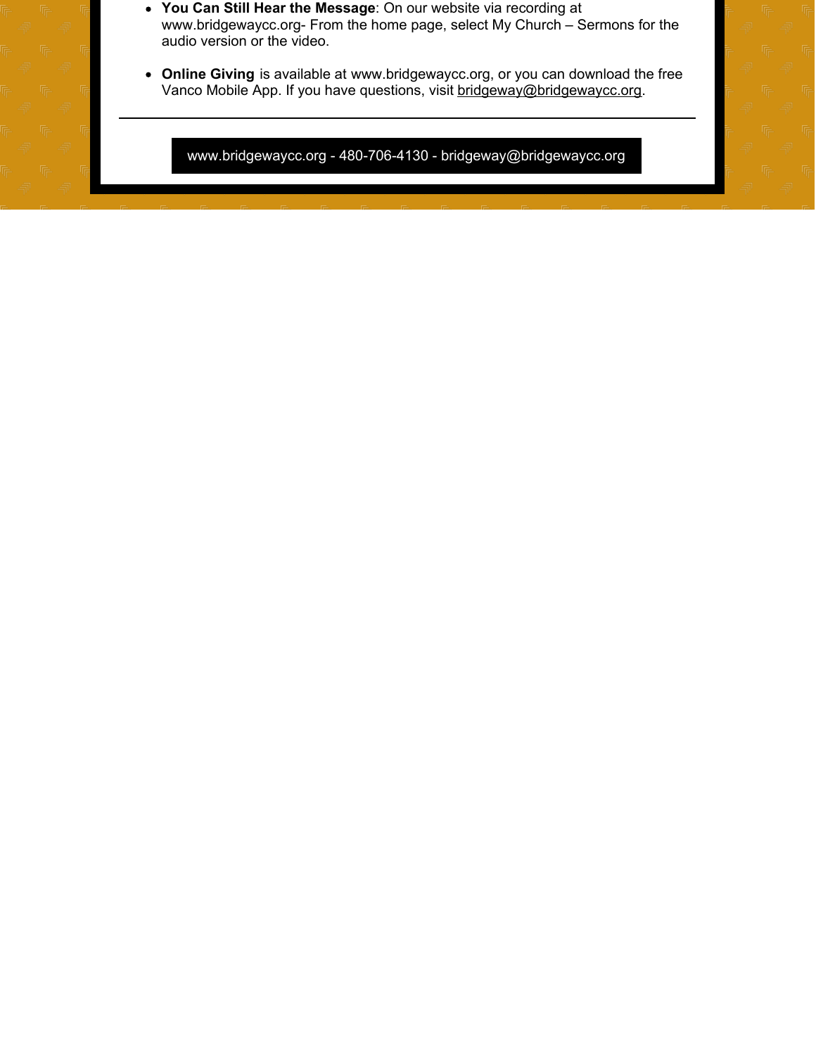- **You Can Still Hear the Message**: On our website via recording at www.bridgewaycc.org- From the home page, select My Church – Sermons for the audio version or the video.

- **Online Giving** is available at www.bridgewaycc.org, or you can download the free Vanco Mobile App. If you have questions, visit bridgeway@bridgewaycc.org.

---

www.bridgewaycc.org - 480-706-4130 - bridgeway@bridgewaycc.org